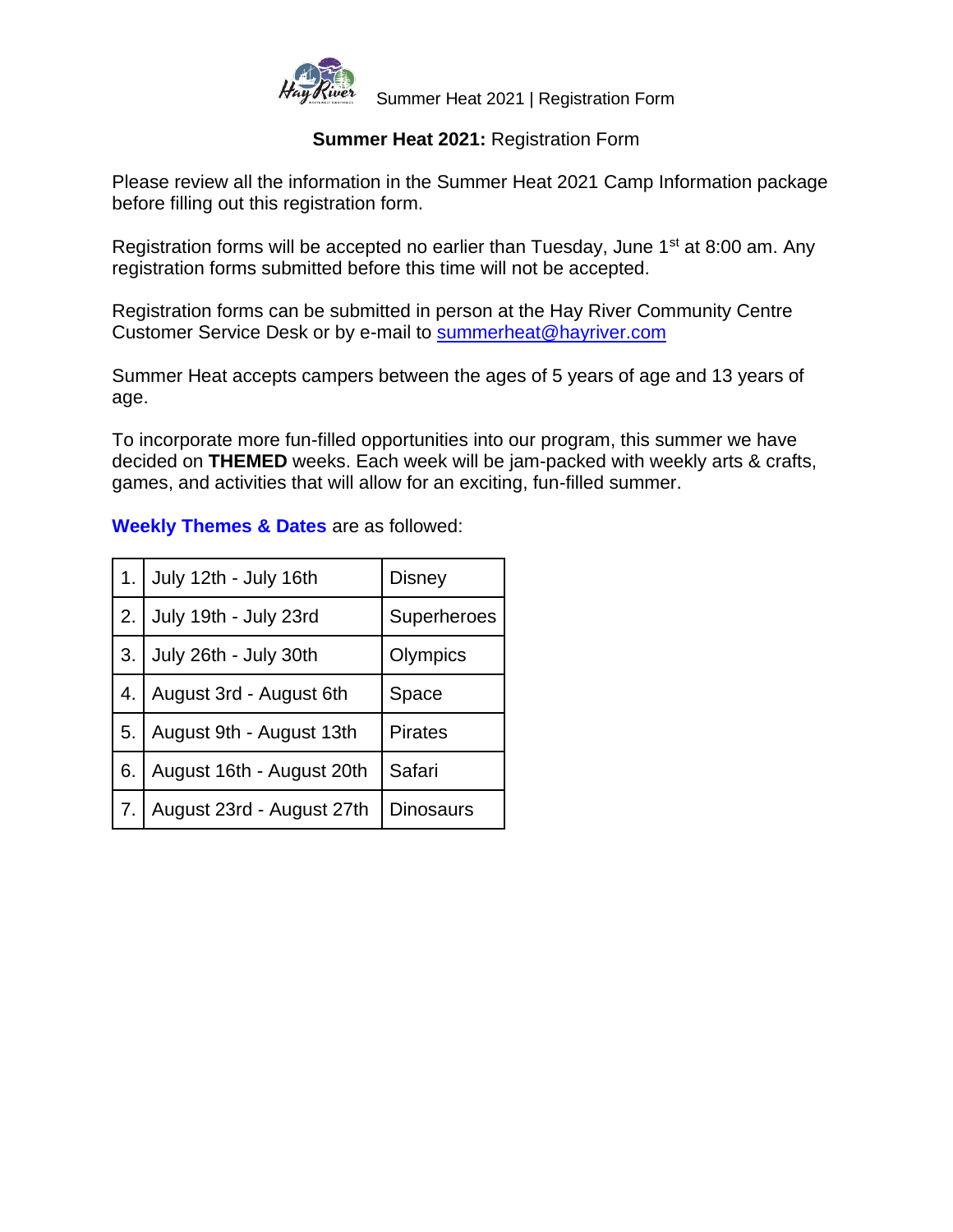# **Summer Heat 2021:** Registration Form

Please review all the information in the Summer Heat 2021 Camp Information package before filling out this registration form.

Registration forms will be accepted no earlier than Tuesday, June 1st at 8:00 am. Any registration forms submitted before this time will not be accepted.

Registration forms can be submitted in person at the Hay River Community Centre Customer Service Desk or by e-mail to summerheat@hayriver.com

Summer Heat accepts campers between the ages of 5 years of age and 13 years of age.

To incorporate more fun-filled opportunities into our program, this summer we have decided on **THEMED** weeks. Each week will be jam-packed with weekly arts & crafts, games, and activities that will allow for an exciting, fun-filled summer.

**Weekly Themes & Dates** are as followed:

| | | |
|---|---|---|
| 1. | July 12th - July 16th | Disney |
| 2. | July 19th - July 23rd | Superheroes |
| 3. | July 26th - July 30th | Olympics |
| 4. | August 3rd - August 6th | Space |
| 5. | August 9th - August 13th | Pirates |
| 6. | August 16th - August 20th | Safari |
| 7. | August 23rd - August 27th | Dinosaurs |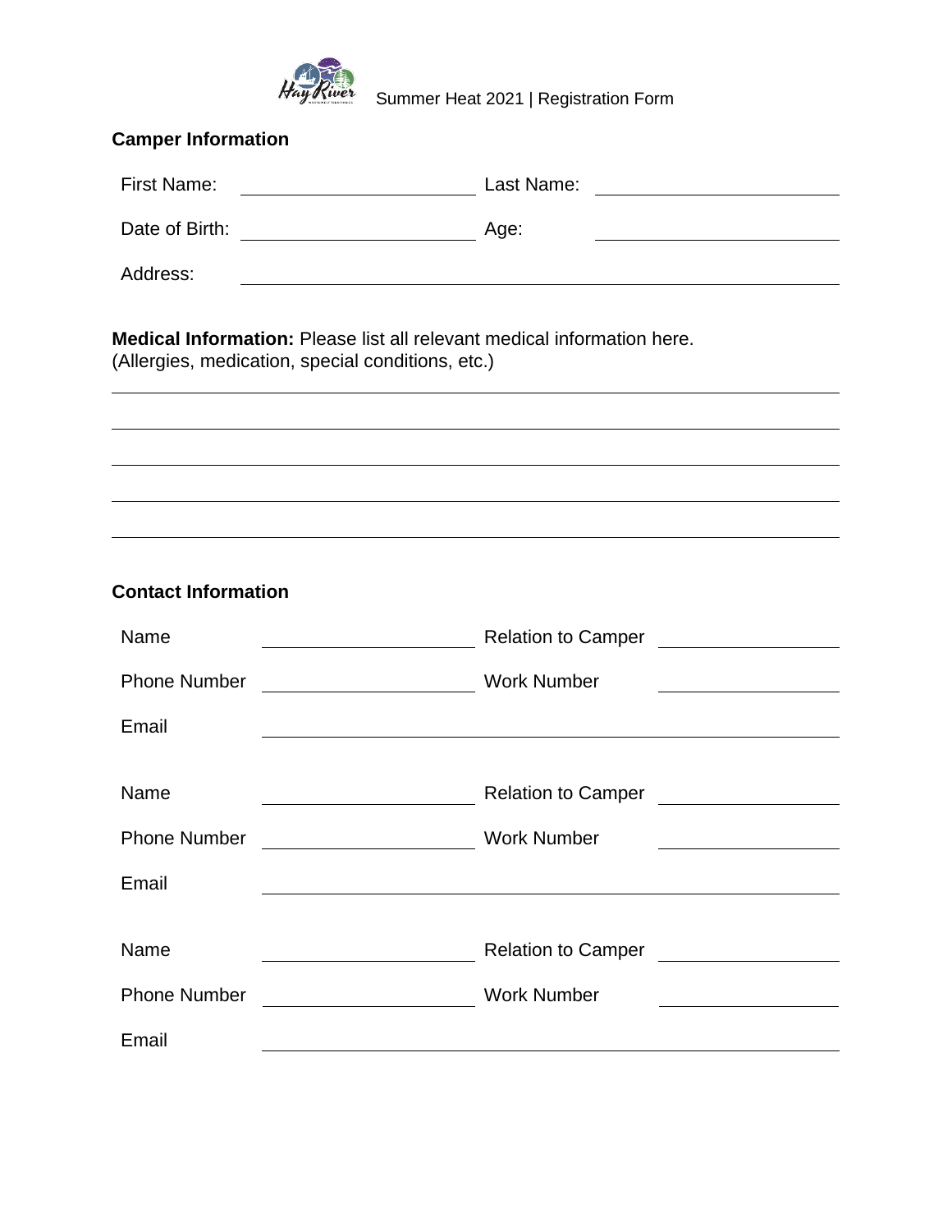Summer Heat 2021 | Registration Form

**Camper Information**

First Name: ____________________ Last Name: ____________________

Date of Birth: ____________________ Age: ____________________

Address: ________________________________________________

**Medical Information:** Please list all relevant medical information here.
(Allergies, medication, special conditions, etc.)

________________________________________________________________

________________________________________________________________

________________________________________________________________

________________________________________________________________

________________________________________________________________

**Contact Information**

Name ____________________ Relation to Camper ____________________

Phone Number ____________________ Work Number ____________________

Email ________________________________________________

Name ____________________ Relation to Camper ____________________

Phone Number ____________________ Work Number ____________________

Email ________________________________________________

Name ____________________ Relation to Camper ____________________

Phone Number ____________________ Work Number ____________________

Email ________________________________________________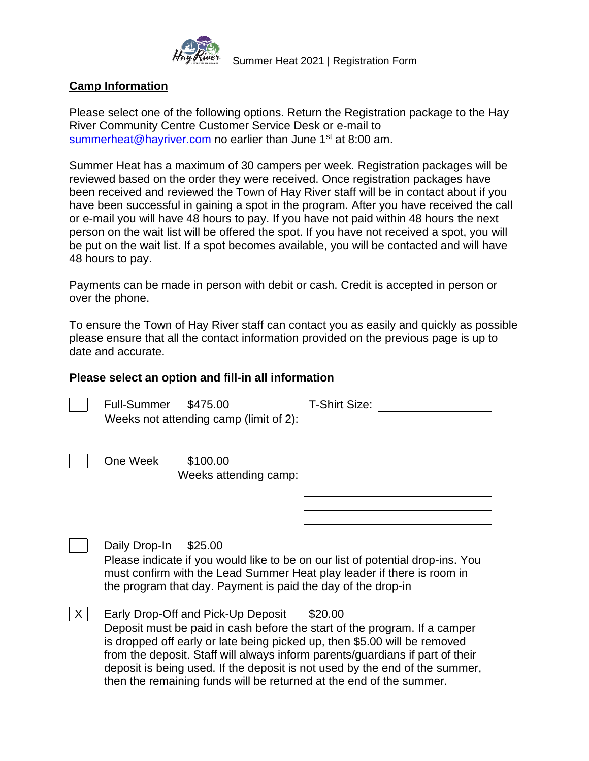Summer Heat 2021 | Registration Form

## Camp Information

Please select one of the following options. Return the Registration package to the Hay River Community Centre Customer Service Desk or e-mail to summerheat@hayriver.com no earlier than June 1st at 8:00 am.

Summer Heat has a maximum of 30 campers per week. Registration packages will be reviewed based on the order they were received. Once registration packages have been received and reviewed the Town of Hay River staff will be in contact about if you have been successful in gaining a spot in the program. After you have received the call or e-mail you will have 48 hours to pay. If you have not paid within 48 hours the next person on the wait list will be offered the spot. If you have not received a spot, you will be put on the wait list. If a spot becomes available, you will be contacted and will have 48 hours to pay.

Payments can be made in person with debit or cash. Credit is accepted in person or over the phone.

To ensure the Town of Hay River staff can contact you as easily and quickly as possible please ensure that all the contact information provided on the previous page is up to date and accurate.

**Please select an option and fill-in all information**

- [ ] Full-Summer $475.00 T-Shirt Size: ________________
  Weeks not attending camp (limit of 2): ________________________
  ________________________

- [ ] One Week $100.00
  Weeks attending camp: ________________________
  ________________________
  ________________________
  ________________________

- [ ] Daily Drop-In $25.00
  Please indicate if you would like to be on our list of potential drop-ins. You must confirm with the Lead Summer Heat play leader if there is room in the program that day. Payment is paid the day of the drop-in

- [X] Early Drop-Off and Pick-Up Deposit $20.00
  Deposit must be paid in cash before the start of the program. If a camper is dropped off early or late being picked up, then $5.00 will be removed from the deposit. Staff will always inform parents/guardians if part of their deposit is being used. If the deposit is not used by the end of the summer, then the remaining funds will be returned at the end of the summer.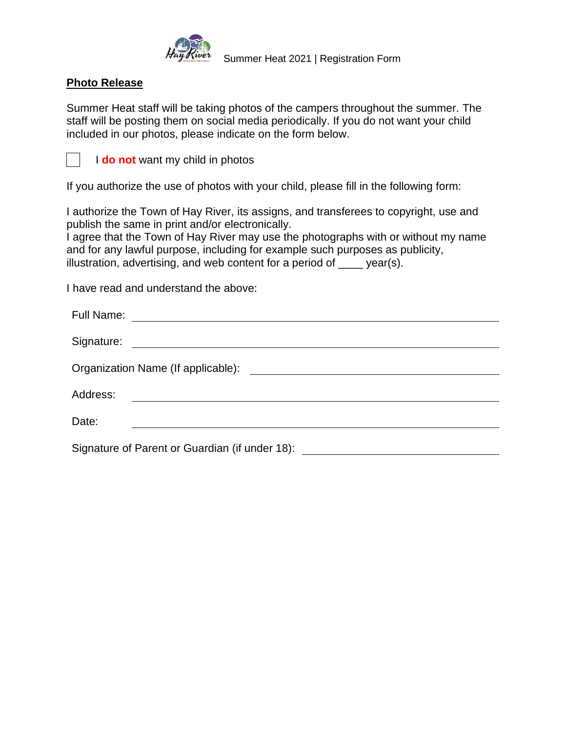Summer Heat 2021 | Registration Form

**Photo Release**

Summer Heat staff will be taking photos of the campers throughout the summer. The staff will be posting them on social media periodically. If you do not want your child included in our photos, please indicate on the form below.

☐ I **do not** want my child in photos

If you authorize the use of photos with your child, please fill in the following form:

I authorize the Town of Hay River, its assigns, and transferees to copyright, use and publish the same in print and/or electronically.
I agree that the Town of Hay River may use the photographs with or without my name and for any lawful purpose, including for example such purposes as publicity, illustration, advertising, and web content for a period of ____ year(s).

I have read and understand the above:

Full Name: ______________________________

Signature: ______________________________

Organization Name (If applicable): ______________________________

Address: ______________________________

Date: ______________________________

Signature of Parent or Guardian (if under 18): ______________________________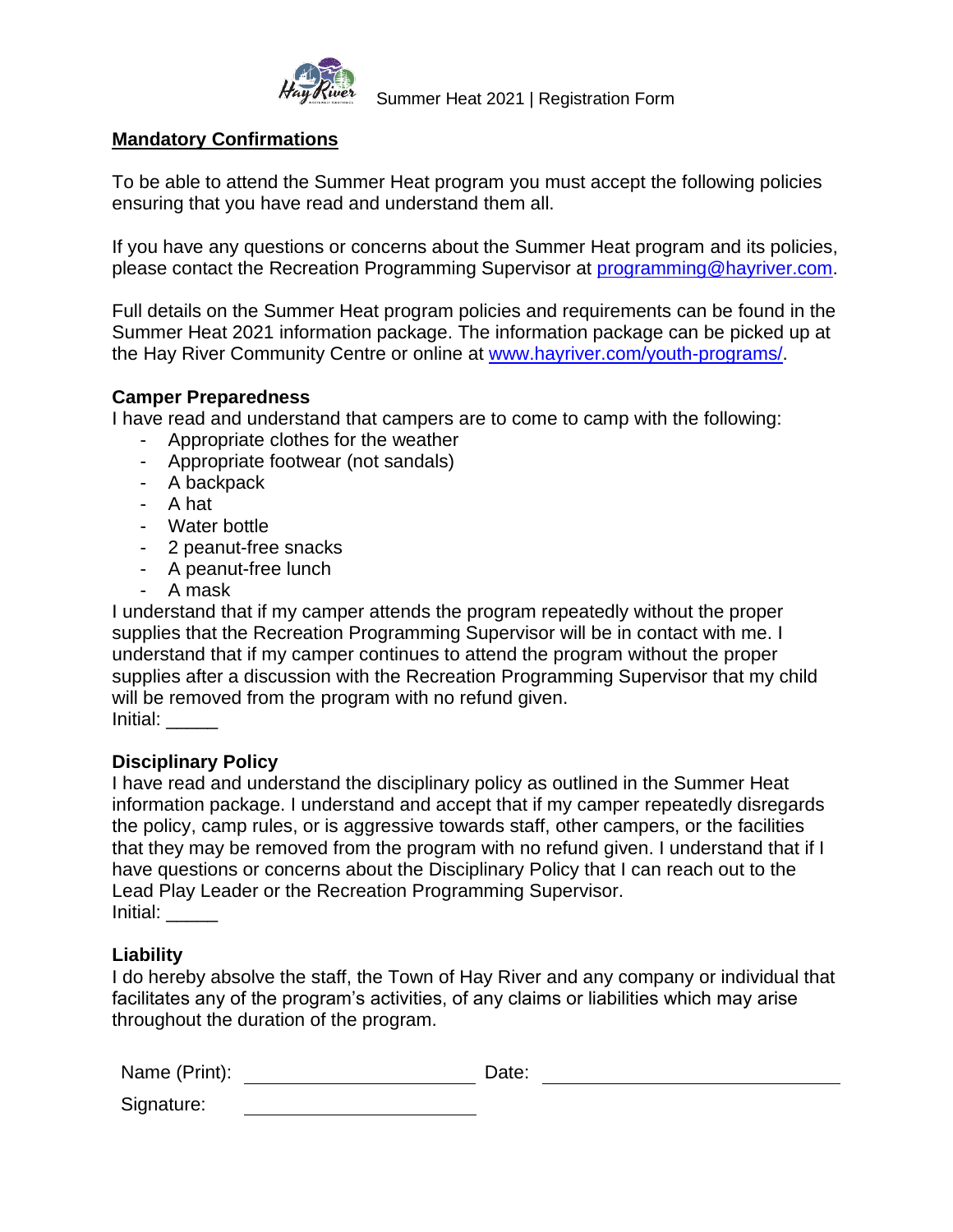Summer Heat 2021 | Registration Form

## Mandatory Confirmations

To be able to attend the Summer Heat program you must accept the following policies ensuring that you have read and understand them all.

If you have any questions or concerns about the Summer Heat program and its policies, please contact the Recreation Programming Supervisor at programming@hayriver.com.

Full details on the Summer Heat program policies and requirements can be found in the Summer Heat 2021 information package. The information package can be picked up at the Hay River Community Centre or online at www.hayriver.com/youth-programs/.

### Camper Preparedness

I have read and understand that campers are to come to camp with the following:

- Appropriate clothes for the weather
- Appropriate footwear (not sandals)
- A backpack
- A hat
- Water bottle
- 2 peanut-free snacks
- A peanut-free lunch
- A mask

I understand that if my camper attends the program repeatedly without the proper supplies that the Recreation Programming Supervisor will be in contact with me. I understand that if my camper continues to attend the program without the proper supplies after a discussion with the Recreation Programming Supervisor that my child will be removed from the program with no refund given.

Initial: _____

### Disciplinary Policy

I have read and understand the disciplinary policy as outlined in the Summer Heat information package. I understand and accept that if my camper repeatedly disregards the policy, camp rules, or is aggressive towards staff, other campers, or the facilities that they may be removed from the program with no refund given. I understand that if I have questions or concerns about the Disciplinary Policy that I can reach out to the Lead Play Leader or the Recreation Programming Supervisor.

Initial: _____

### Liability

I do hereby absolve the staff, the Town of Hay River and any company or individual that facilitates any of the program's activities, of any claims or liabilities which may arise throughout the duration of the program.

Name (Print): ______________________ Date: ______________________

Signature: ______________________